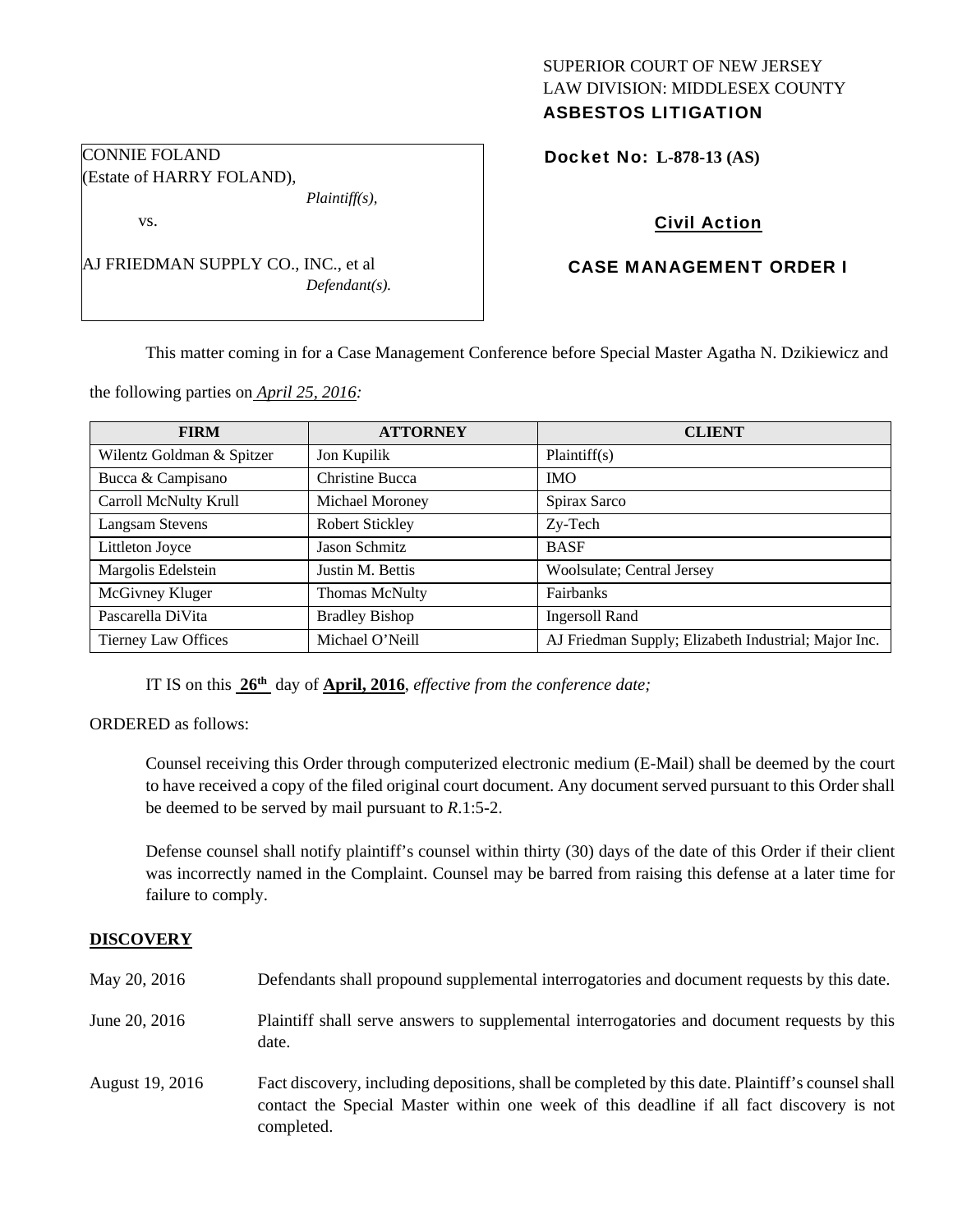SUPERIOR COURT OF NEW JERSEY
LAW DIVISION: MIDDLESEX COUNTY
**ASBESTOS LITIGATION**

CONNIE FOLAND
(Estate of HARRY FOLAND),
*Plaintiff(s),*

vs.

AJ FRIEDMAN SUPPLY CO., INC., et al
*Defendant(s).*

**Docket No: L-878-13 (AS)**

**Civil Action**

**CASE MANAGEMENT ORDER I**

This matter coming in for a Case Management Conference before Special Master Agatha N. Dzikiewicz and the following parties on *April 25, 2016:*

| FIRM | ATTORNEY | CLIENT |
|---|---|---|
| Wilentz Goldman & Spitzer | Jon Kupilik | Plaintiff(s) |
| Bucca & Campisano | Christine Bucca | IMO |
| Carroll McNulty Krull | Michael Moroney | Spirax Sarco |
| Langsam Stevens | Robert Stickley | Zy-Tech |
| Littleton Joyce | Jason Schmitz | BASF |
| Margolis Edelstein | Justin M. Bettis | Woolsulate; Central Jersey |
| McGivney Kluger | Thomas McNulty | Fairbanks |
| Pascarella DiVita | Bradley Bishop | Ingersoll Rand |
| Tierney Law Offices | Michael O'Neill | AJ Friedman Supply; Elizabeth Industrial; Major Inc. |

IT IS on this **26th** day of **April, 2016**, *effective from the conference date;*

ORDERED as follows:

Counsel receiving this Order through computerized electronic medium (E-Mail) shall be deemed by the court to have received a copy of the filed original court document. Any document served pursuant to this Order shall be deemed to be served by mail pursuant to *R*.1:5-2.

Defense counsel shall notify plaintiff's counsel within thirty (30) days of the date of this Order if their client was incorrectly named in the Complaint. Counsel may be barred from raising this defense at a later time for failure to comply.

## DISCOVERY

May 20, 2016 — Defendants shall propound supplemental interrogatories and document requests by this date.

June 20, 2016 — Plaintiff shall serve answers to supplemental interrogatories and document requests by this date.

August 19, 2016 — Fact discovery, including depositions, shall be completed by this date. Plaintiff's counsel shall contact the Special Master within one week of this deadline if all fact discovery is not completed.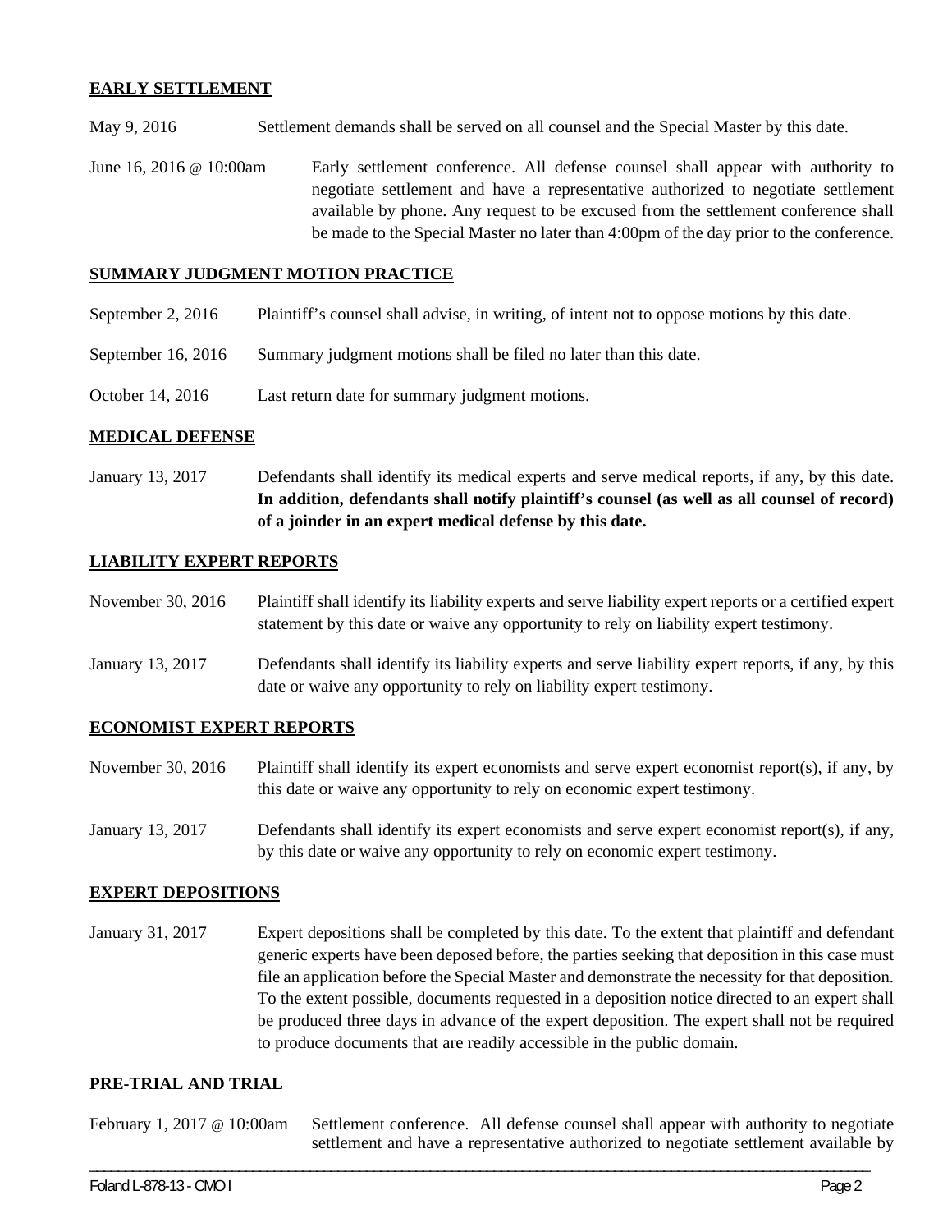**EARLY SETTLEMENT**

May 9, 2016 Settlement demands shall be served on all counsel and the Special Master by this date.

June 16, 2016 @ 10:00am Early settlement conference. All defense counsel shall appear with authority to negotiate settlement and have a representative authorized to negotiate settlement available by phone. Any request to be excused from the settlement conference shall be made to the Special Master no later than 4:00pm of the day prior to the conference.

**SUMMARY JUDGMENT MOTION PRACTICE**

September 2, 2016 Plaintiff's counsel shall advise, in writing, of intent not to oppose motions by this date.

September 16, 2016 Summary judgment motions shall be filed no later than this date.

October 14, 2016 Last return date for summary judgment motions.

**MEDICAL DEFENSE**

January 13, 2017 Defendants shall identify its medical experts and serve medical reports, if any, by this date. **In addition, defendants shall notify plaintiff's counsel (as well as all counsel of record) of a joinder in an expert medical defense by this date.**

**LIABILITY EXPERT REPORTS**

November 30, 2016 Plaintiff shall identify its liability experts and serve liability expert reports or a certified expert statement by this date or waive any opportunity to rely on liability expert testimony.

January 13, 2017 Defendants shall identify its liability experts and serve liability expert reports, if any, by this date or waive any opportunity to rely on liability expert testimony.

**ECONOMIST EXPERT REPORTS**

November 30, 2016 Plaintiff shall identify its expert economists and serve expert economist report(s), if any, by this date or waive any opportunity to rely on economic expert testimony.

January 13, 2017 Defendants shall identify its expert economists and serve expert economist report(s), if any, by this date or waive any opportunity to rely on economic expert testimony.

**EXPERT DEPOSITIONS**

January 31, 2017 Expert depositions shall be completed by this date. To the extent that plaintiff and defendant generic experts have been deposed before, the parties seeking that deposition in this case must file an application before the Special Master and demonstrate the necessity for that deposition. To the extent possible, documents requested in a deposition notice directed to an expert shall be produced three days in advance of the expert deposition. The expert shall not be required to produce documents that are readily accessible in the public domain.

**PRE-TRIAL AND TRIAL**

February 1, 2017 @ 10:00am Settlement conference. All defense counsel shall appear with authority to negotiate settlement and have a representative authorized to negotiate settlement available by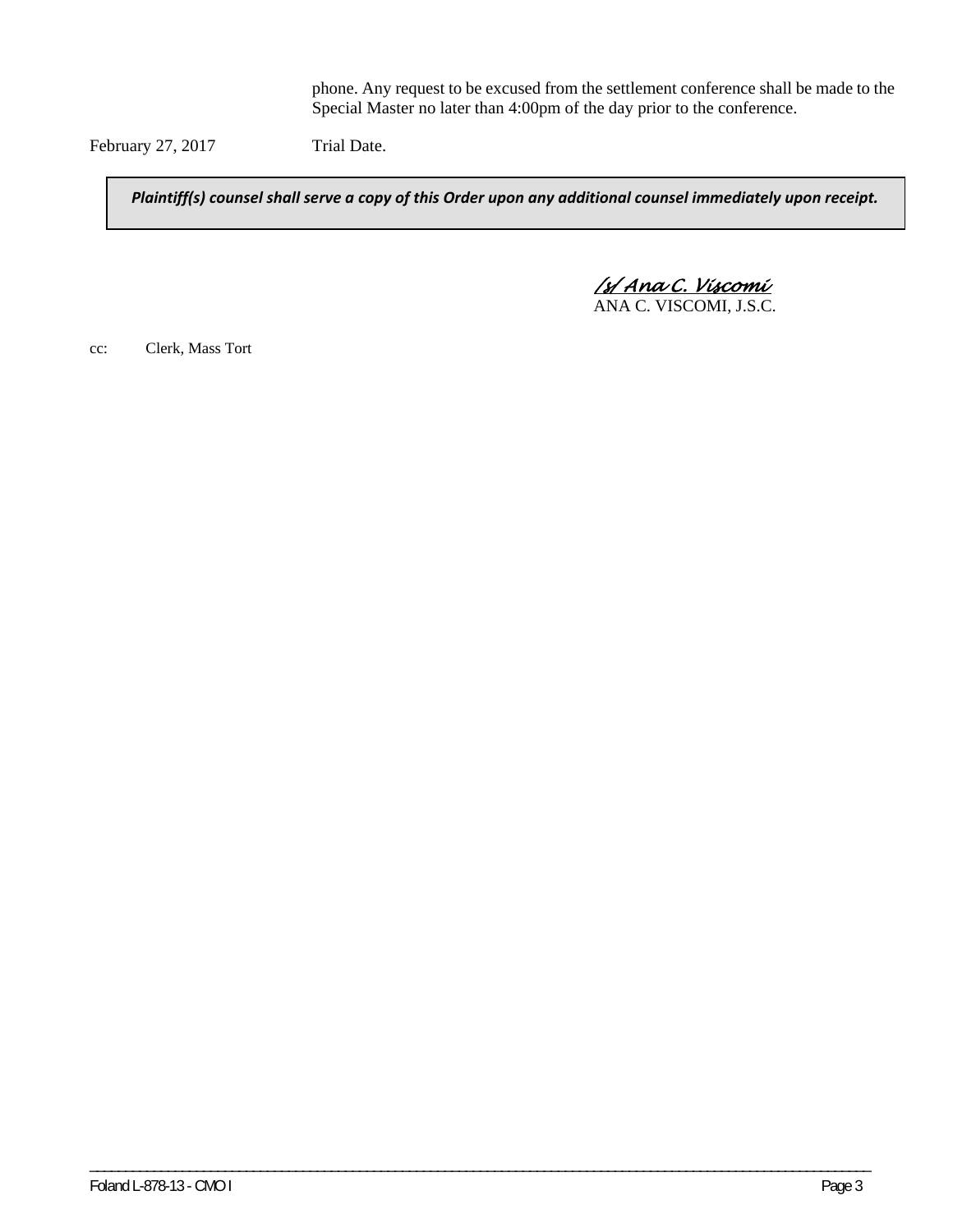phone. Any request to be excused from the settlement conference shall be made to the Special Master no later than 4:00pm of the day prior to the conference.

| | |
|---|---|
| February 27, 2017 | Trial Date. |

***Plaintiff(s) counsel shall serve a copy of this Order upon any additional counsel immediately upon receipt.***

/s/ Ana C. Viscomi
ANA C. VISCOMI, J.S.C.

cc: Clerk, Mass Tort